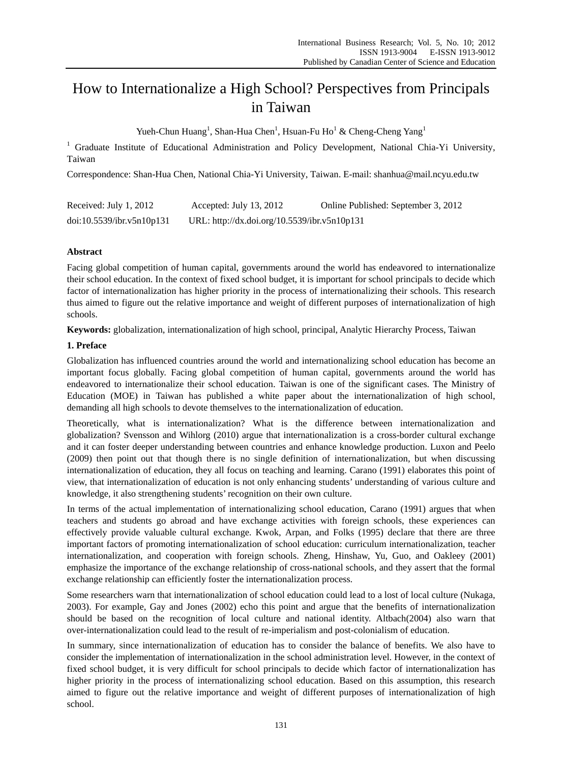# How to Internationalize a High School? Perspectives from Principals in Taiwan

Yueh-Chun Huang[1], Shan-Hua Chen[1], Hsuan-Fu Ho[1] & Cheng-Cheng Yang[1]

[1] Graduate Institute of Educational Administration and Policy Development, National Chia-Yi University, Taiwan

Correspondence: Shan-Hua Chen, National Chia-Yi University, Taiwan. E-mail: shanhua@mail.ncyu.edu.tw

Received: July 1, 2012    Accepted: July 13, 2012    Online Published: September 3, 2012

doi:10.5539/ibr.v5n10p131    URL: http://dx.doi.org/10.5539/ibr.v5n10p131

## Abstract

Facing global competition of human capital, governments around the world has endeavored to internationalize their school education. In the context of fixed school budget, it is important for school principals to decide which factor of internationalization has higher priority in the process of internationalizing their schools. This research thus aimed to figure out the relative importance and weight of different purposes of internationalization of high schools.

**Keywords:** globalization, internationalization of high school, principal, Analytic Hierarchy Process, Taiwan

## 1. Preface

Globalization has influenced countries around the world and internationalizing school education has become an important focus globally. Facing global competition of human capital, governments around the world has endeavored to internationalize their school education. Taiwan is one of the significant cases. The Ministry of Education (MOE) in Taiwan has published a white paper about the internationalization of high school, demanding all high schools to devote themselves to the internationalization of education.

Theoretically, what is internationalization? What is the difference between internationalization and globalization? Svensson and Wihlorg (2010) argue that internationalization is a cross-border cultural exchange and it can foster deeper understanding between countries and enhance knowledge production. Luxon and Peelo (2009) then point out that though there is no single definition of internationalization, but when discussing internationalization of education, they all focus on teaching and learning. Carano (1991) elaborates this point of view, that internationalization of education is not only enhancing students' understanding of various culture and knowledge, it also strengthening students' recognition on their own culture.

In terms of the actual implementation of internationalizing school education, Carano (1991) argues that when teachers and students go abroad and have exchange activities with foreign schools, these experiences can effectively provide valuable cultural exchange. Kwok, Arpan, and Folks (1995) declare that there are three important factors of promoting internationalization of school education: curriculum internationalization, teacher internationalization, and cooperation with foreign schools. Zheng, Hinshaw, Yu, Guo, and Oakleey (2001) emphasize the importance of the exchange relationship of cross-national schools, and they assert that the formal exchange relationship can efficiently foster the internationalization process.

Some researchers warn that internationalization of school education could lead to a lost of local culture (Nukaga, 2003). For example, Gay and Jones (2002) echo this point and argue that the benefits of internationalization should be based on the recognition of local culture and national identity. Altbach(2004) also warn that over-internationalization could lead to the result of re-imperialism and post-colonialism of education.

In summary, since internationalization of education has to consider the balance of benefits. We also have to consider the implementation of internationalization in the school administration level. However, in the context of fixed school budget, it is very difficult for school principals to decide which factor of internationalization has higher priority in the process of internationalizing school education. Based on this assumption, this research aimed to figure out the relative importance and weight of different purposes of internationalization of high school.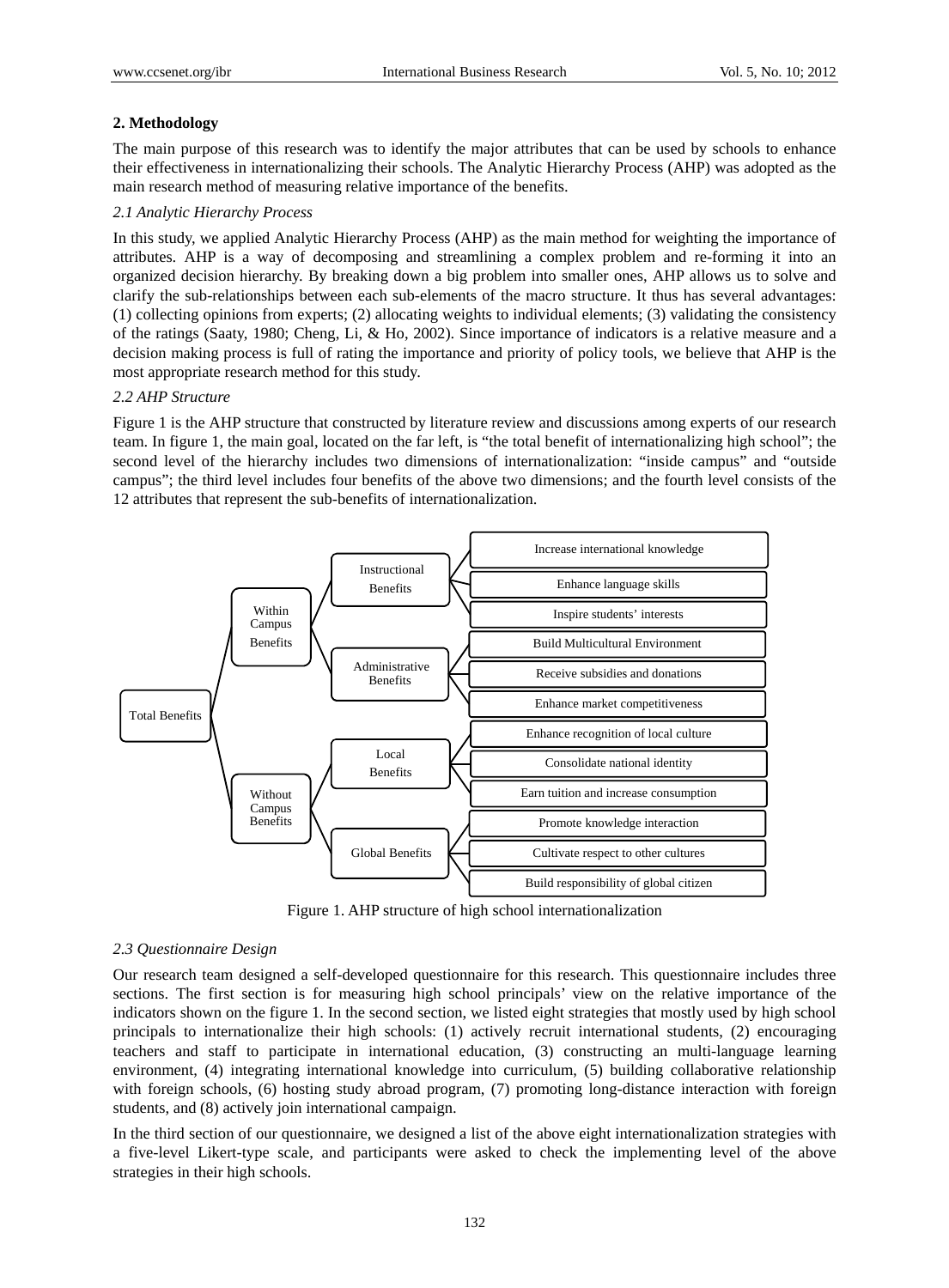## 2. Methodology

The main purpose of this research was to identify the major attributes that can be used by schools to enhance their effectiveness in internationalizing their schools. The Analytic Hierarchy Process (AHP) was adopted as the main research method of measuring relative importance of the benefits.

### *2.1 Analytic Hierarchy Process*

In this study, we applied Analytic Hierarchy Process (AHP) as the main method for weighting the importance of attributes. AHP is a way of decomposing and streamlining a complex problem and re-forming it into an organized decision hierarchy. By breaking down a big problem into smaller ones, AHP allows us to solve and clarify the sub-relationships between each sub-elements of the macro structure. It thus has several advantages: (1) collecting opinions from experts; (2) allocating weights to individual elements; (3) validating the consistency of the ratings (Saaty, 1980; Cheng, Li, & Ho, 2002). Since importance of indicators is a relative measure and a decision making process is full of rating the importance and priority of policy tools, we believe that AHP is the most appropriate research method for this study.

### *2.2 AHP Structure*

Figure 1 is the AHP structure that constructed by literature review and discussions among experts of our research team. In figure 1, the main goal, located on the far left, is "the total benefit of internationalizing high school"; the second level of the hierarchy includes two dimensions of internationalization: "inside campus" and "outside campus"; the third level includes four benefits of the above two dimensions; and the fourth level consists of the 12 attributes that represent the sub-benefits of internationalization.

- Total Benefits
  - Within Campus Benefits
    - Instructional Benefits
      - Increase international knowledge
      - Enhance language skills
      - Inspire students' interests
    - Administrative Benefits
      - Build Multicultural Environment
      - Receive subsidies and donations
      - Enhance market competitiveness
  - Without Campus Benefits
    - Local Benefits
      - Enhance recognition of local culture
      - Consolidate national identity
      - Earn tuition and increase consumption
    - Global Benefits
      - Promote knowledge interaction
      - Cultivate respect to other cultures
      - Build responsibility of global citizen

Figure 1. AHP structure of high school internationalization

### *2.3 Questionnaire Design*

Our research team designed a self-developed questionnaire for this research. This questionnaire includes three sections. The first section is for measuring high school principals' view on the relative importance of the indicators shown on the figure 1. In the second section, we listed eight strategies that mostly used by high school principals to internationalize their high schools: (1) actively recruit international students, (2) encouraging teachers and staff to participate in international education, (3) constructing an multi-language learning environment, (4) integrating international knowledge into curriculum, (5) building collaborative relationship with foreign schools, (6) hosting study abroad program, (7) promoting long-distance interaction with foreign students, and (8) actively join international campaign.

In the third section of our questionnaire, we designed a list of the above eight internationalization strategies with a five-level Likert-type scale, and participants were asked to check the implementing level of the above strategies in their high schools.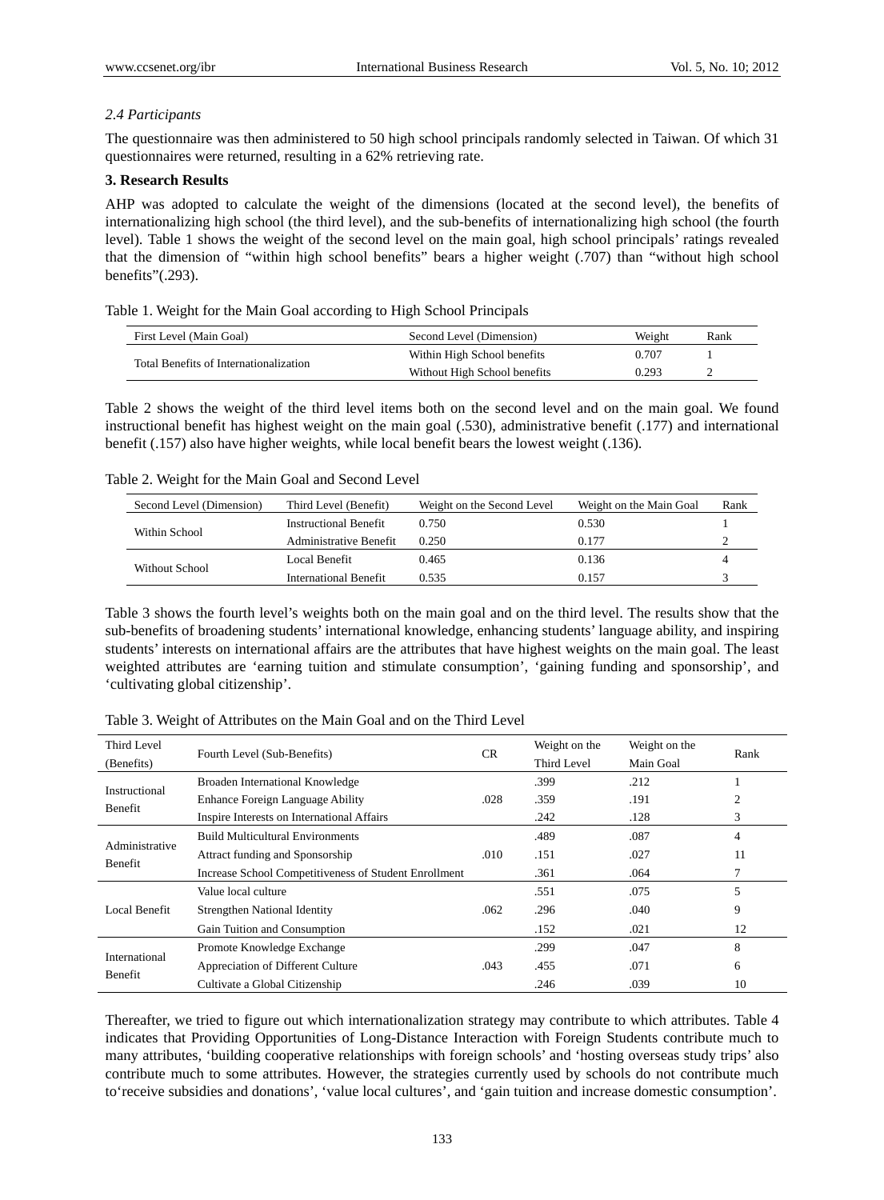*2.4 Participants*

The questionnaire was then administered to 50 high school principals randomly selected in Taiwan. Of which 31 questionnaires were returned, resulting in a 62% retrieving rate.

### 3. Research Results

AHP was adopted to calculate the weight of the dimensions (located at the second level), the benefits of internationalizing high school (the third level), and the sub-benefits of internationalizing high school (the fourth level). Table 1 shows the weight of the second level on the main goal, high school principals' ratings revealed that the dimension of "within high school benefits" bears a higher weight (.707) than "without high school benefits"(.293).

Table 1. Weight for the Main Goal according to High School Principals

| First Level (Main Goal) | Second Level (Dimension) | Weight | Rank |
|---|---|---|---|
| Total Benefits of Internationalization | Within High School benefits | 0.707 | 1 |
| | Without High School benefits | 0.293 | 2 |

Table 2 shows the weight of the third level items both on the second level and on the main goal. We found instructional benefit has highest weight on the main goal (.530), administrative benefit (.177) and international benefit (.157) also have higher weights, while local benefit bears the lowest weight (.136).

Table 2. Weight for the Main Goal and Second Level

| Second Level (Dimension) | Third Level (Benefit) | Weight on the Second Level | Weight on the Main Goal | Rank |
|---|---|---|---|---|
| Within School | Instructional Benefit | 0.750 | 0.530 | 1 |
| | Administrative Benefit | 0.250 | 0.177 | 2 |
| Without School | Local Benefit | 0.465 | 0.136 | 4 |
| | International Benefit | 0.535 | 0.157 | 3 |

Table 3 shows the fourth level's weights both on the main goal and on the third level. The results show that the sub-benefits of broadening students' international knowledge, enhancing students' language ability, and inspiring students' interests on international affairs are the attributes that have highest weights on the main goal. The least weighted attributes are 'earning tuition and stimulate consumption', 'gaining funding and sponsorship', and 'cultivating global citizenship'.

Table 3. Weight of Attributes on the Main Goal and on the Third Level

| Third Level (Benefits) | Fourth Level (Sub-Benefits) | CR | Weight on the Third Level | Weight on the Main Goal | Rank |
|---|---|---|---|---|---|
| Instructional Benefit | Broaden International Knowledge | .028 | .399 | .212 | 1 |
| | Enhance Foreign Language Ability | | .359 | .191 | 2 |
| | Inspire Interests on International Affairs | | .242 | .128 | 3 |
| Administrative Benefit | Build Multicultural Environments | .010 | .489 | .087 | 4 |
| | Attract funding and Sponsorship | | .151 | .027 | 11 |
| | Increase School Competitiveness of Student Enrollment | | .361 | .064 | 7 |
| Local Benefit | Value local culture | .062 | .551 | .075 | 5 |
| | Strengthen National Identity | | .296 | .040 | 9 |
| | Gain Tuition and Consumption | | .152 | .021 | 12 |
| International Benefit | Promote Knowledge Exchange | .043 | .299 | .047 | 8 |
| | Appreciation of Different Culture | | .455 | .071 | 6 |
| | Cultivate a Global Citizenship | | .246 | .039 | 10 |

Thereafter, we tried to figure out which internationalization strategy may contribute to which attributes. Table 4 indicates that Providing Opportunities of Long-Distance Interaction with Foreign Students contribute much to many attributes, 'building cooperative relationships with foreign schools' and 'hosting overseas study trips' also contribute much to some attributes. However, the strategies currently used by schools do not contribute much to'receive subsidies and donations', 'value local cultures', and 'gain tuition and increase domestic consumption'.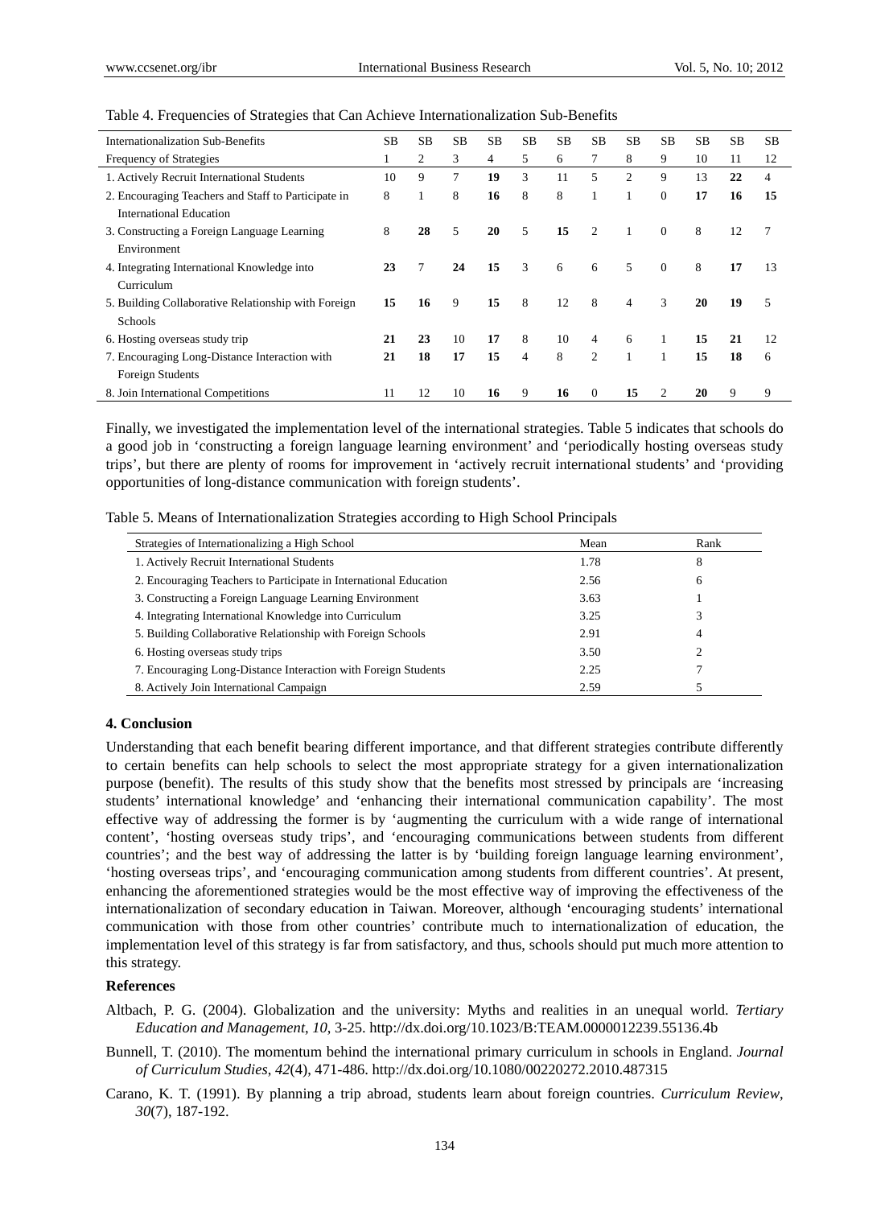Table 4. Frequencies of Strategies that Can Achieve Internationalization Sub-Benefits

| Internationalization Sub-Benefits<br>Frequency of Strategies | SB<br>1 | SB<br>2 | SB<br>3 | SB<br>4 | SB<br>5 | SB<br>6 | SB<br>7 | SB<br>8 | SB<br>9 | SB<br>10 | SB<br>11 | SB<br>12 |
|---|---|---|---|---|---|---|---|---|---|---|---|---|
| 1. Actively Recruit International Students | 10 | 9 | 7 | **19** | 3 | 11 | 5 | 2 | 9 | 13 | **22** | 4 |
| 2. Encouraging Teachers and Staff to Participate in International Education | 8 | 1 | 8 | **16** | 8 | 8 | 1 | 1 | 0 | **17** | **16** | **15** |
| 3. Constructing a Foreign Language Learning Environment | 8 | **28** | 5 | **20** | 5 | **15** | 2 | 1 | 0 | 8 | 12 | 7 |
| 4. Integrating International Knowledge into Curriculum | **23** | 7 | **24** | **15** | 3 | 6 | 6 | 5 | 0 | 8 | **17** | 13 |
| 5. Building Collaborative Relationship with Foreign Schools | **15** | **16** | 9 | **15** | 8 | 12 | 8 | 4 | 3 | **20** | **19** | 5 |
| 6. Hosting overseas study trip | **21** | **23** | 10 | **17** | 8 | 10 | 4 | 6 | 1 | **15** | **21** | 12 |
| 7. Encouraging Long-Distance Interaction with Foreign Students | **21** | **18** | **17** | **15** | 4 | 8 | 2 | 1 | 1 | **15** | **18** | 6 |
| 8. Join International Competitions | 11 | 12 | 10 | **16** | 9 | **16** | 0 | **15** | 2 | **20** | 9 | 9 |

Finally, we investigated the implementation level of the international strategies. Table 5 indicates that schools do a good job in 'constructing a foreign language learning environment' and 'periodically hosting overseas study trips', but there are plenty of rooms for improvement in 'actively recruit international students' and 'providing opportunities of long-distance communication with foreign students'.

Table 5. Means of Internationalization Strategies according to High School Principals

| Strategies of Internationalizing a High School | Mean | Rank |
|---|---|---|
| 1. Actively Recruit International Students | 1.78 | 8 |
| 2. Encouraging Teachers to Participate in International Education | 2.56 | 6 |
| 3. Constructing a Foreign Language Learning Environment | 3.63 | 1 |
| 4. Integrating International Knowledge into Curriculum | 3.25 | 3 |
| 5. Building Collaborative Relationship with Foreign Schools | 2.91 | 4 |
| 6. Hosting overseas study trips | 3.50 | 2 |
| 7. Encouraging Long-Distance Interaction with Foreign Students | 2.25 | 7 |
| 8. Actively Join International Campaign | 2.59 | 5 |

## 4. Conclusion

Understanding that each benefit bearing different importance, and that different strategies contribute differently to certain benefits can help schools to select the most appropriate strategy for a given internationalization purpose (benefit). The results of this study show that the benefits most stressed by principals are 'increasing students' international knowledge' and 'enhancing their international communication capability'. The most effective way of addressing the former is by 'augmenting the curriculum with a wide range of international content', 'hosting overseas study trips', and 'encouraging communications between students from different countries'; and the best way of addressing the latter is by 'building foreign language learning environment', 'hosting overseas trips', and 'encouraging communication among students from different countries'. At present, enhancing the aforementioned strategies would be the most effective way of improving the effectiveness of the internationalization of secondary education in Taiwan. Moreover, although 'encouraging students' international communication with those from other countries' contribute much to internationalization of education, the implementation level of this strategy is far from satisfactory, and thus, schools should put much more attention to this strategy.

## References

Altbach, P. G. (2004). Globalization and the university: Myths and realities in an unequal world. *Tertiary Education and Management*, *10*, 3-25. http://dx.doi.org/10.1023/B:TEAM.0000012239.55136.4b

Bunnell, T. (2010). The momentum behind the international primary curriculum in schools in England. *Journal of Curriculum Studies*, *42*(4), 471-486. http://dx.doi.org/10.1080/00220272.2010.487315

Carano, K. T. (1991). By planning a trip abroad, students learn about foreign countries. *Curriculum Review*, *30*(7), 187-192.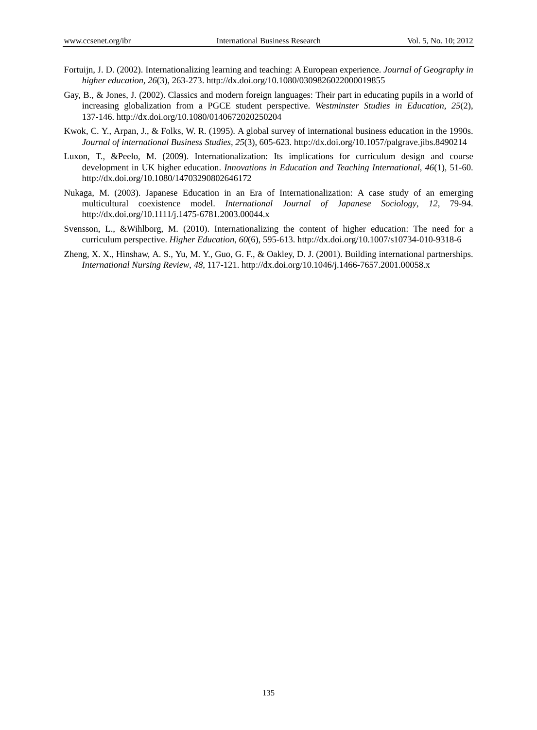Fortuijn, J. D. (2002). Internationalizing learning and teaching: A European experience. *Journal of Geography in higher education*, *26*(3), 263-273. http://dx.doi.org/10.1080/0309826022000019855

Gay, B., & Jones, J. (2002). Classics and modern foreign languages: Their part in educating pupils in a world of increasing globalization from a PGCE student perspective. *Westminster Studies in Education*, *25*(2), 137-146. http://dx.doi.org/10.1080/0140672020250204

Kwok, C. Y., Arpan, J., & Folks, W. R. (1995). A global survey of international business education in the 1990s. *Journal of international Business Studies*, *25*(3), 605-623. http://dx.doi.org/10.1057/palgrave.jibs.8490214

Luxon, T., &Peelo, M. (2009). Internationalization: Its implications for curriculum design and course development in UK higher education. *Innovations in Education and Teaching International*, *46*(1), 51-60. http://dx.doi.org/10.1080/14703290802646172

Nukaga, M. (2003). Japanese Education in an Era of Internationalization: A case study of an emerging multicultural coexistence model. *International Journal of Japanese Sociology*, *12*, 79-94. http://dx.doi.org/10.1111/j.1475-6781.2003.00044.x

Svensson, L., &Wihlborg, M. (2010). Internationalizing the content of higher education: The need for a curriculum perspective. *Higher Education*, *60*(6), 595-613. http://dx.doi.org/10.1007/s10734-010-9318-6

Zheng, X. X., Hinshaw, A. S., Yu, M. Y., Guo, G. F., & Oakley, D. J. (2001). Building international partnerships. *International Nursing Review*, *48*, 117-121. http://dx.doi.org/10.1046/j.1466-7657.2001.00058.x